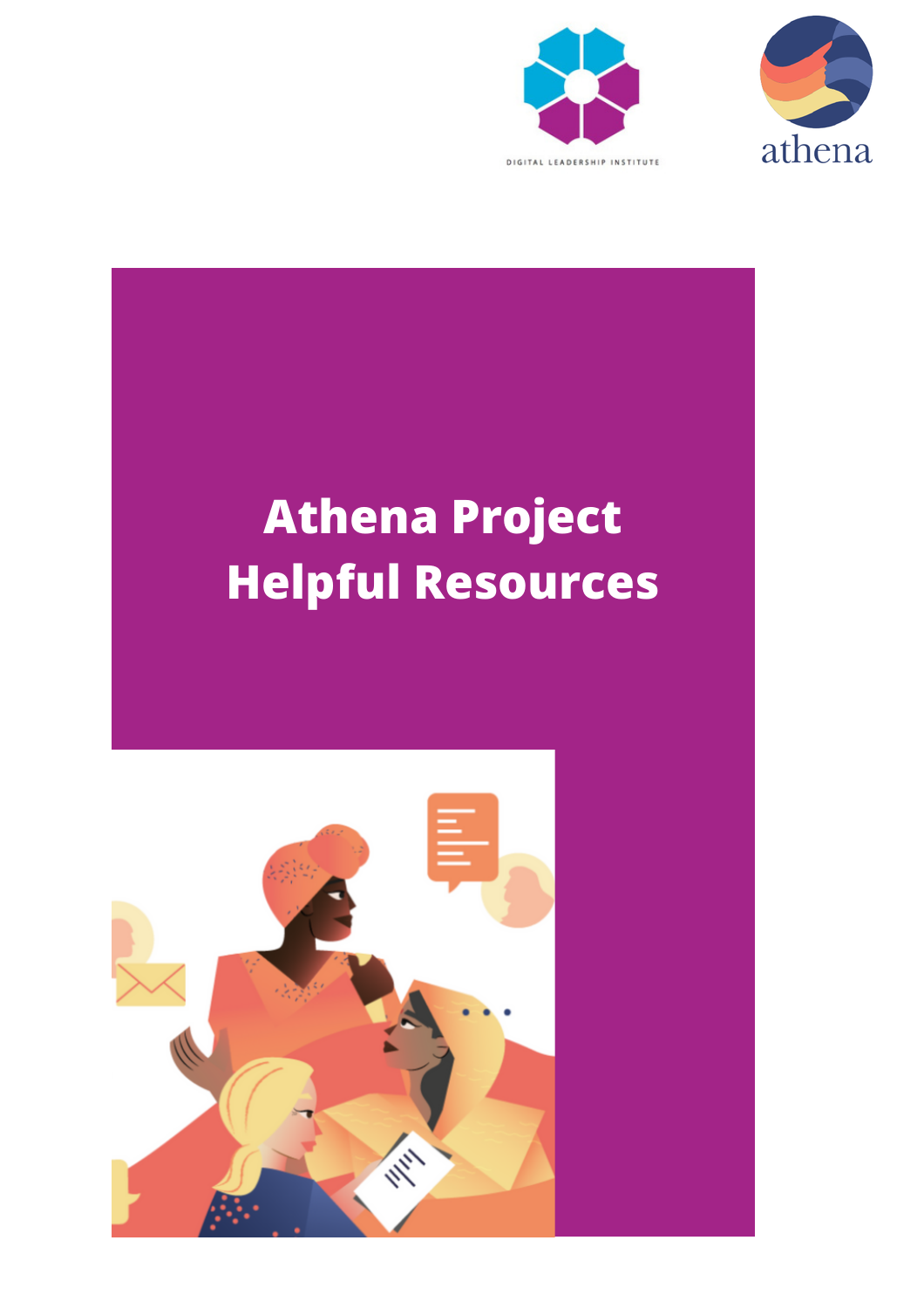DIGITAL LEADERSHIP INSTITUTE

athena

# Athena Project Helpful Resources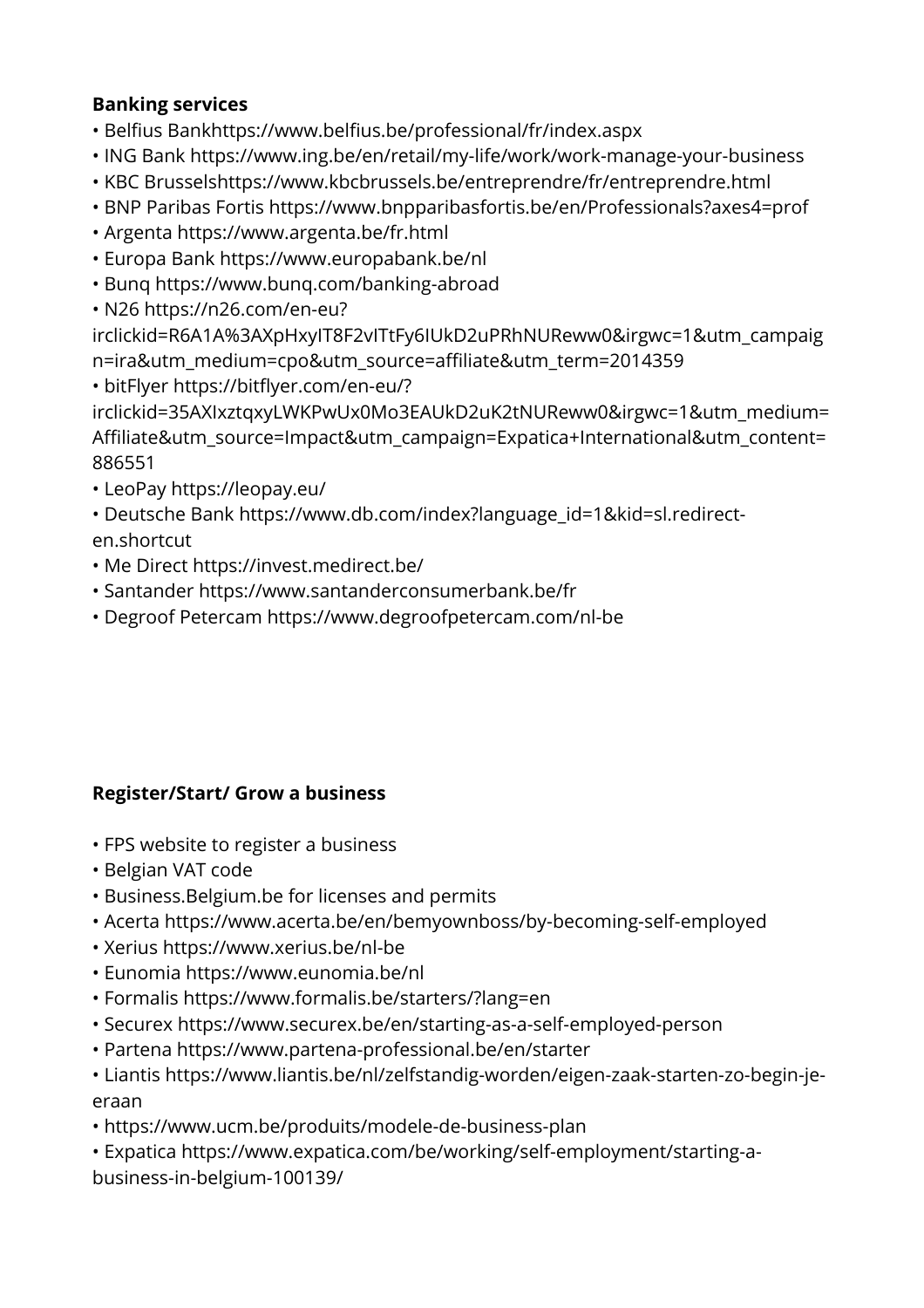**Banking services**

- Belfius Bankhttps://www.belfius.be/professional/fr/index.aspx
- ING Bank https://www.ing.be/en/retail/my-life/work/work-manage-your-business
- KBC Brusselshttps://www.kbcbrussels.be/entreprendre/fr/entreprendre.html
- BNP Paribas Fortis https://www.bnpparibasfortis.be/en/Professionals?axes4=prof
- Argenta https://www.argenta.be/fr.html
- Europa Bank https://www.europabank.be/nl
- Bunq https://www.bunq.com/banking-abroad
- N26 https://n26.com/en-eu?irclickid=R6A1A%3AXpHxyIT8F2vITtFy6IUkD2uPRhNUReww0&irgwc=1&utm_campaign=ira&utm_medium=cpo&utm_source=affiliate&utm_term=2014359
- bitFlyer https://bitflyer.com/en-eu/?irclickid=35AXIxztqxyLWKPwUx0Mo3EAUkD2uK2tNUReww0&irgwc=1&utm_medium=Affiliate&utm_source=Impact&utm_campaign=Expatica+International&utm_content=886551
- LeoPay https://leopay.eu/
- Deutsche Bank https://www.db.com/index?language_id=1&kid=sl.redirect-en.shortcut
- Me Direct https://invest.medirect.be/
- Santander https://www.santanderconsumerbank.be/fr
- Degroof Petercam https://www.degroofpetercam.com/nl-be

**Register/Start/ Grow a business**

- FPS website to register a business
- Belgian VAT code
- Business.Belgium.be for licenses and permits
- Acerta https://www.acerta.be/en/bemyownboss/by-becoming-self-employed
- Xerius https://www.xerius.be/nl-be
- Eunomia https://www.eunomia.be/nl
- Formalis https://www.formalis.be/starters/?lang=en
- Securex https://www.securex.be/en/starting-as-a-self-employed-person
- Partena https://www.partena-professional.be/en/starter
- Liantis https://www.liantis.be/nl/zelfstandig-worden/eigen-zaak-starten-zo-begin-je-eraan
- https://www.ucm.be/produits/modele-de-business-plan
- Expatica https://www.expatica.com/be/working/self-employment/starting-a-business-in-belgium-100139/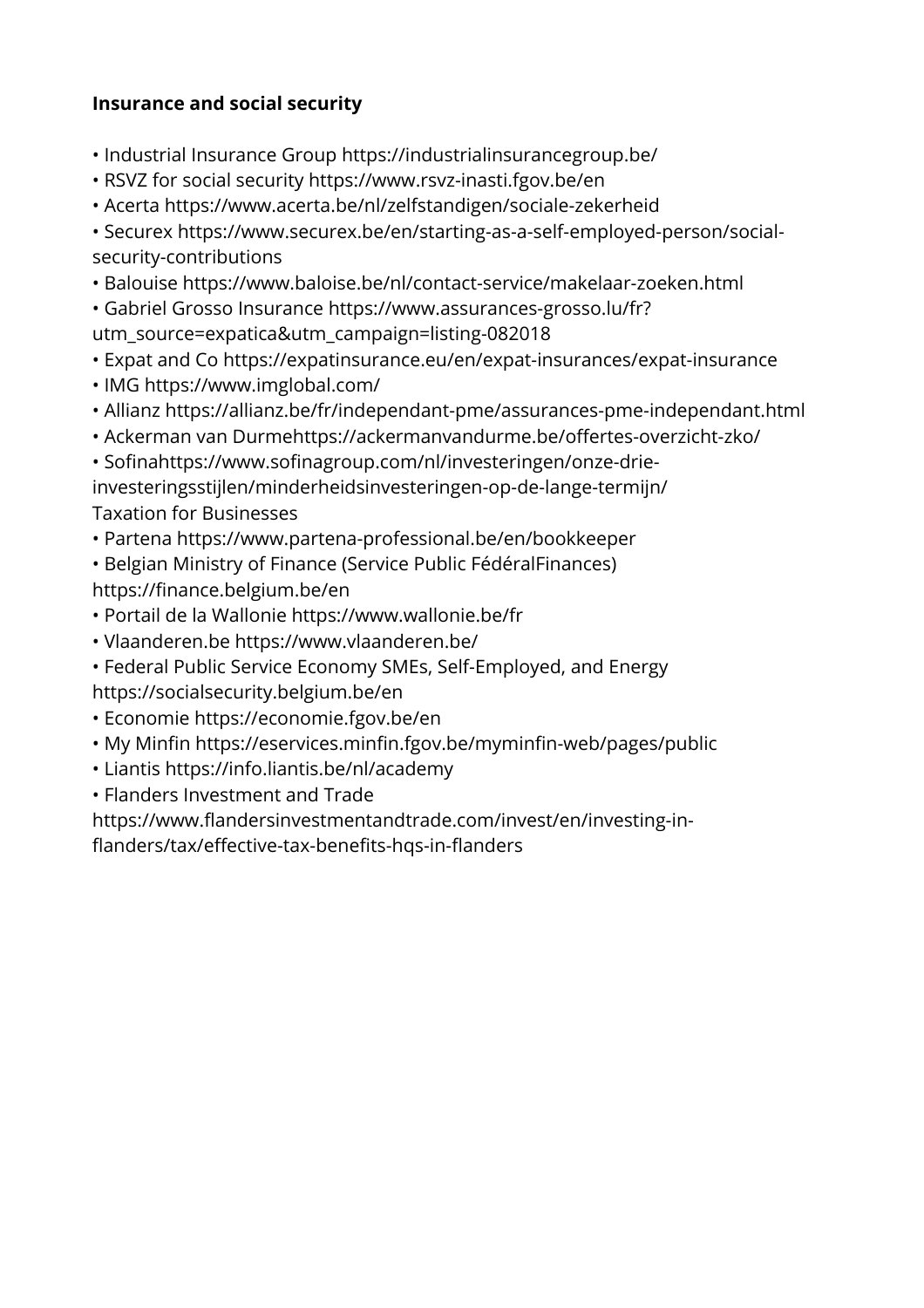**Insurance and social security**

- Industrial Insurance Group https://industrialinsurancegroup.be/
- RSVZ for social security https://www.rsvz-inasti.fgov.be/en
- Acerta https://www.acerta.be/nl/zelfstandigen/sociale-zekerheid
- Securex https://www.securex.be/en/starting-as-a-self-employed-person/social-security-contributions
- Balouise https://www.baloise.be/nl/contact-service/makelaar-zoeken.html
- Gabriel Grosso Insurance https://www.assurances-grosso.lu/fr?utm_source=expatica&utm_campaign=listing-082018
- Expat and Co https://expatinsurance.eu/en/expat-insurances/expat-insurance
- IMG https://www.imglobal.com/
- Allianz https://allianz.be/fr/independant-pme/assurances-pme-independant.html
- Ackerman van Durmehttps://ackermanvandurme.be/offertes-overzicht-zko/
- Sofinahttps://www.sofinagroup.com/nl/investeringen/onze-drie-investeringsstijlen/minderheidsinvesteringen-op-de-lange-termijn/

Taxation for Businesses

- Partena https://www.partena-professional.be/en/bookkeeper
- Belgian Ministry of Finance (Service Public FédéralFinances) https://finance.belgium.be/en
- Portail de la Wallonie https://www.wallonie.be/fr
- Vlaanderen.be https://www.vlaanderen.be/
- Federal Public Service Economy SMEs, Self-Employed, and Energy https://socialsecurity.belgium.be/en
- Economie https://economie.fgov.be/en
- My Minfin https://eservices.minfin.fgov.be/myminfin-web/pages/public
- Liantis https://info.liantis.be/nl/academy
- Flanders Investment and Trade https://www.flandersinvestmentandtrade.com/invest/en/investing-in-flanders/tax/effective-tax-benefits-hqs-in-flanders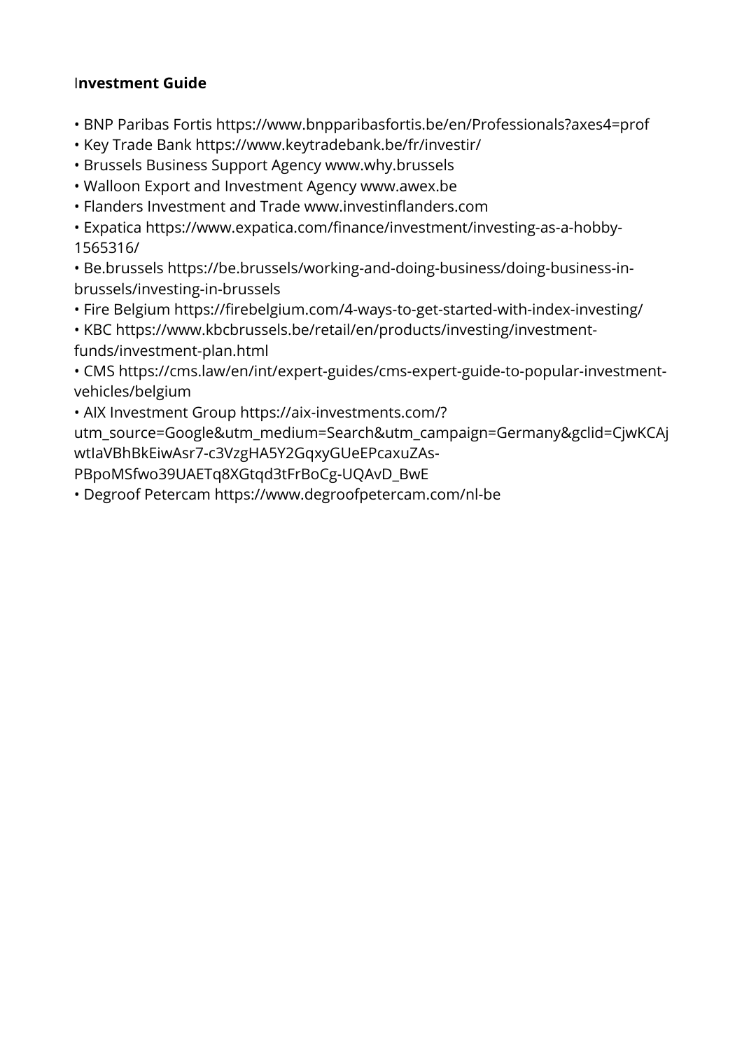**Investment Guide**

- BNP Paribas Fortis https://www.bnpparibasfortis.be/en/Professionals?axes4=prof
- Key Trade Bank https://www.keytradebank.be/fr/investir/
- Brussels Business Support Agency www.why.brussels
- Walloon Export and Investment Agency www.awex.be
- Flanders Investment and Trade www.investinflanders.com
- Expatica https://www.expatica.com/finance/investment/investing-as-a-hobby-1565316/
- Be.brussels https://be.brussels/working-and-doing-business/doing-business-in-brussels/investing-in-brussels
- Fire Belgium https://firebelgium.com/4-ways-to-get-started-with-index-investing/
- KBC https://www.kbcbrussels.be/retail/en/products/investing/investment-funds/investment-plan.html
- CMS https://cms.law/en/int/expert-guides/cms-expert-guide-to-popular-investment-vehicles/belgium
- AIX Investment Group https://aix-investments.com/?utm_source=Google&utm_medium=Search&utm_campaign=Germany&gclid=CjwKCAjwtIaVBhBkEiwAsr7-c3VzgHA5Y2GqxyGUeEPcaxuZAs-PBpoMSfwo39UAETq8XGtqd3tFrBoCg-UQAvD_BwE
- Degroof Petercam https://www.degroofpetercam.com/nl-be